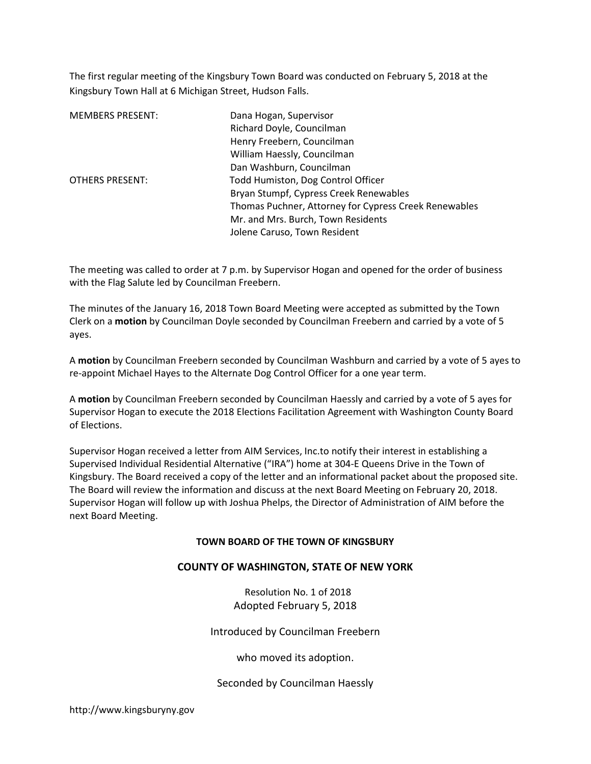The first regular meeting of the Kingsbury Town Board was conducted on February 5, 2018 at the Kingsbury Town Hall at 6 Michigan Street, Hudson Falls.

| | |
|---|---|
| MEMBERS PRESENT: | Dana Hogan, Supervisor |
| | Richard Doyle, Councilman |
| | Henry Freebern, Councilman |
| | William Haessly, Councilman |
| | Dan Washburn, Councilman |
| OTHERS PRESENT: | Todd Humiston, Dog Control Officer |
| | Bryan Stumpf, Cypress Creek Renewables |
| | Thomas Puchner, Attorney for Cypress Creek Renewables |
| | Mr. and Mrs. Burch, Town Residents |
| | Jolene Caruso, Town Resident |

The meeting was called to order at 7 p.m. by Supervisor Hogan and opened for the order of business with the Flag Salute led by Councilman Freebern.

The minutes of the January 16, 2018 Town Board Meeting were accepted as submitted by the Town Clerk on a **motion** by Councilman Doyle seconded by Councilman Freebern and carried by a vote of 5 ayes.

A **motion** by Councilman Freebern seconded by Councilman Washburn and carried by a vote of 5 ayes to re-appoint Michael Hayes to the Alternate Dog Control Officer for a one year term.

A **motion** by Councilman Freebern seconded by Councilman Haessly and carried by a vote of 5 ayes for Supervisor Hogan to execute the 2018 Elections Facilitation Agreement with Washington County Board of Elections.

Supervisor Hogan received a letter from AIM Services, Inc.to notify their interest in establishing a Supervised Individual Residential Alternative ("IRA") home at 304-E Queens Drive in the Town of Kingsbury. The Board received a copy of the letter and an informational packet about the proposed site. The Board will review the information and discuss at the next Board Meeting on February 20, 2018. Supervisor Hogan will follow up with Joshua Phelps, the Director of Administration of AIM before the next Board Meeting.

**TOWN BOARD OF THE TOWN OF KINGSBURY**

**COUNTY OF WASHINGTON, STATE OF NEW YORK**

Resolution No. 1 of 2018
Adopted February 5, 2018

Introduced by Councilman Freebern

who moved its adoption.

Seconded by Councilman Haessly

http://www.kingsburyny.gov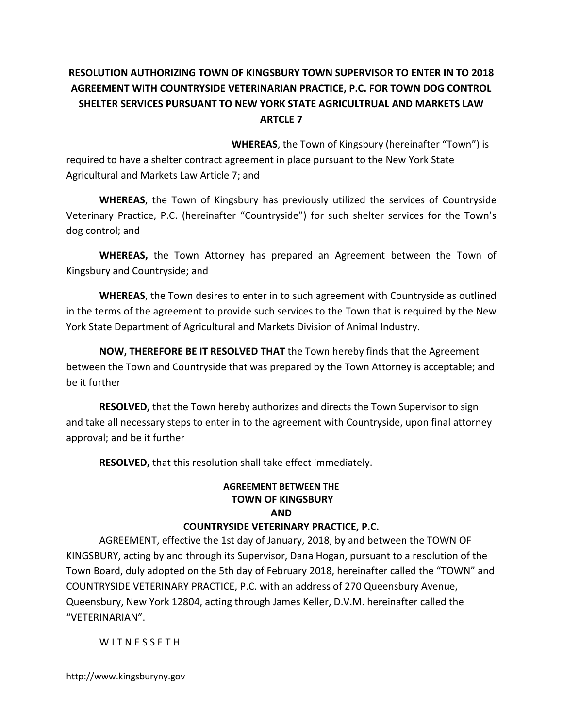# RESOLUTION AUTHORIZING TOWN OF KINGSBURY TOWN SUPERVISOR TO ENTER IN TO 2018 AGREEMENT WITH COUNTRYSIDE VETERINARIAN PRACTICE, P.C. FOR TOWN DOG CONTROL SHELTER SERVICES PURSUANT TO NEW YORK STATE AGRICULTRUAL AND MARKETS LAW ARTCLE 7

**WHEREAS**, the Town of Kingsbury (hereinafter "Town") is required to have a shelter contract agreement in place pursuant to the New York State Agricultural and Markets Law Article 7; and

**WHEREAS**, the Town of Kingsbury has previously utilized the services of Countryside Veterinary Practice, P.C. (hereinafter "Countryside") for such shelter services for the Town's dog control; and

**WHEREAS,** the Town Attorney has prepared an Agreement between the Town of Kingsbury and Countryside; and

**WHEREAS**, the Town desires to enter in to such agreement with Countryside as outlined in the terms of the agreement to provide such services to the Town that is required by the New York State Department of Agricultural and Markets Division of Animal Industry.

**NOW, THEREFORE BE IT RESOLVED THAT** the Town hereby finds that the Agreement between the Town and Countryside that was prepared by the Town Attorney is acceptable; and be it further

**RESOLVED,** that the Town hereby authorizes and directs the Town Supervisor to sign and take all necessary steps to enter in to the agreement with Countryside, upon final attorney approval; and be it further

**RESOLVED,** that this resolution shall take effect immediately.

## AGREEMENT BETWEEN THE TOWN OF KINGSBURY AND COUNTRYSIDE VETERINARY PRACTICE, P.C.

AGREEMENT, effective the 1st day of January, 2018, by and between the TOWN OF KINGSBURY, acting by and through its Supervisor, Dana Hogan, pursuant to a resolution of the Town Board, duly adopted on the 5th day of February 2018, hereinafter called the "TOWN" and COUNTRYSIDE VETERINARY PRACTICE, P.C. with an address of 270 Queensbury Avenue, Queensbury, New York 12804, acting through James Keller, D.V.M. hereinafter called the "VETERINARIAN".

W I T N E S S E T H

http://www.kingsburyny.gov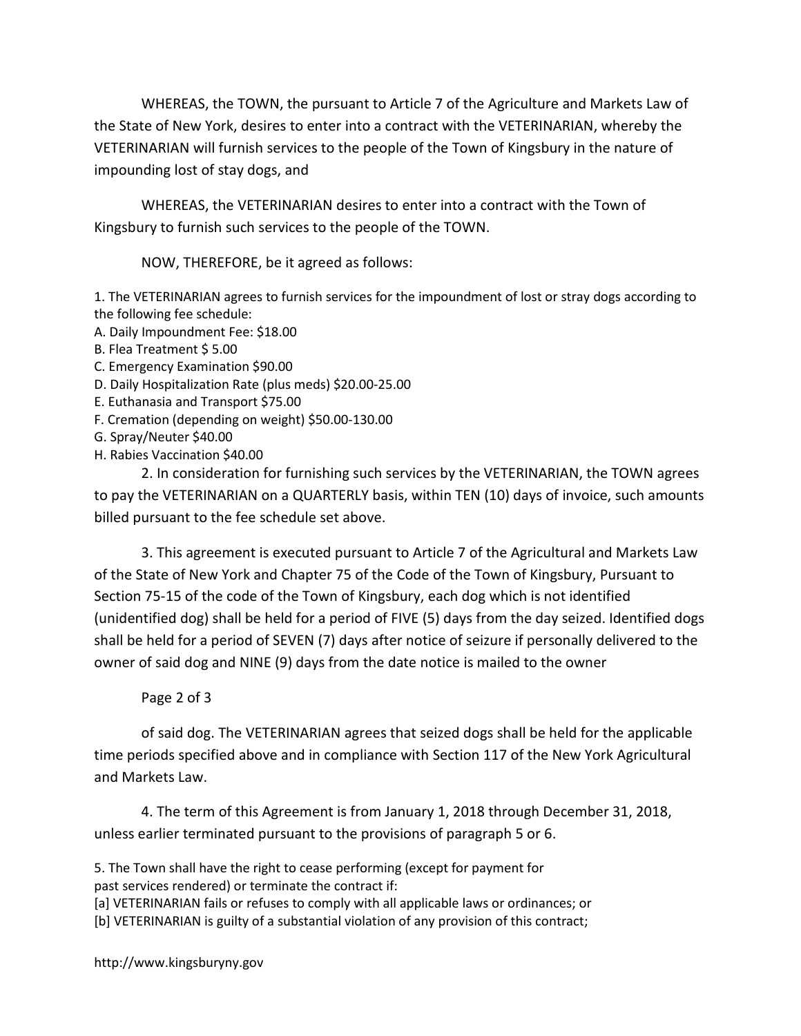WHEREAS, the TOWN, the pursuant to Article 7 of the Agriculture and Markets Law of the State of New York, desires to enter into a contract with the VETERINARIAN, whereby the VETERINARIAN will furnish services to the people of the Town of Kingsbury in the nature of impounding lost of stay dogs, and

WHEREAS, the VETERINARIAN desires to enter into a contract with the Town of Kingsbury to furnish such services to the people of the TOWN.

NOW, THEREFORE, be it agreed as follows:

1. The VETERINARIAN agrees to furnish services for the impoundment of lost or stray dogs according to the following fee schedule:

A. Daily Impoundment Fee: $18.00
B. Flea Treatment $ 5.00
C. Emergency Examination $90.00
D. Daily Hospitalization Rate (plus meds) $20.00-25.00
E. Euthanasia and Transport $75.00
F. Cremation (depending on weight) $50.00-130.00
G. Spray/Neuter $40.00
H. Rabies Vaccination $40.00

2. In consideration for furnishing such services by the VETERINARIAN, the TOWN agrees to pay the VETERINARIAN on a QUARTERLY basis, within TEN (10) days of invoice, such amounts billed pursuant to the fee schedule set above.

3. This agreement is executed pursuant to Article 7 of the Agricultural and Markets Law of the State of New York and Chapter 75 of the Code of the Town of Kingsbury, Pursuant to Section 75-15 of the code of the Town of Kingsbury, each dog which is not identified (unidentified dog) shall be held for a period of FIVE (5) days from the day seized. Identified dogs shall be held for a period of SEVEN (7) days after notice of seizure if personally delivered to the owner of said dog and NINE (9) days from the date notice is mailed to the owner of said dog. The VETERINARIAN agrees that seized dogs shall be held for the applicable time periods specified above and in compliance with Section 117 of the New York Agricultural and Markets Law.

4. The term of this Agreement is from January 1, 2018 through December 31, 2018, unless earlier terminated pursuant to the provisions of paragraph 5 or 6.

5. The Town shall have the right to cease performing (except for payment for past services rendered) or terminate the contract if:

[a] VETERINARIAN fails or refuses to comply with all applicable laws or ordinances; or
[b] VETERINARIAN is guilty of a substantial violation of any provision of this contract;

http://www.kingsburyny.gov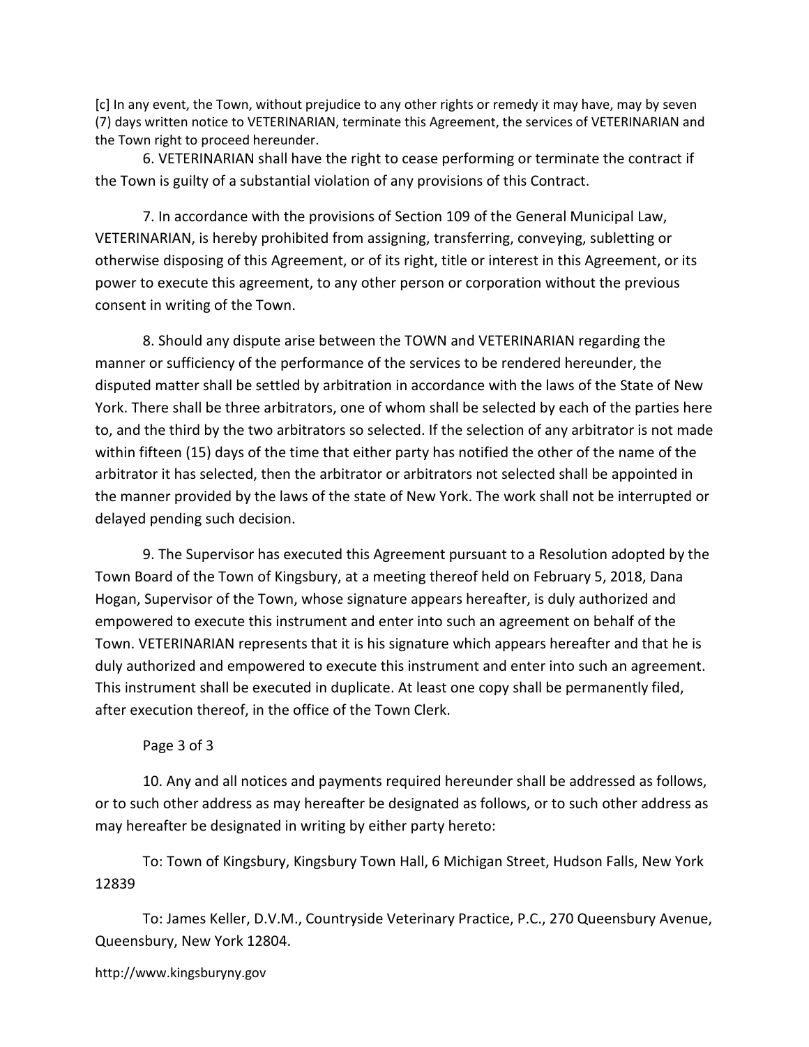[c] In any event, the Town, without prejudice to any other rights or remedy it may have, may by seven (7) days written notice to VETERINARIAN, terminate this Agreement, the services of VETERINARIAN and the Town right to proceed hereunder.

6. VETERINARIAN shall have the right to cease performing or terminate the contract if the Town is guilty of a substantial violation of any provisions of this Contract.

7. In accordance with the provisions of Section 109 of the General Municipal Law, VETERINARIAN, is hereby prohibited from assigning, transferring, conveying, subletting or otherwise disposing of this Agreement, or of its right, title or interest in this Agreement, or its power to execute this agreement, to any other person or corporation without the previous consent in writing of the Town.

8. Should any dispute arise between the TOWN and VETERINARIAN regarding the manner or sufficiency of the performance of the services to be rendered hereunder, the disputed matter shall be settled by arbitration in accordance with the laws of the State of New York. There shall be three arbitrators, one of whom shall be selected by each of the parties here to, and the third by the two arbitrators so selected. If the selection of any arbitrator is not made within fifteen (15) days of the time that either party has notified the other of the name of the arbitrator it has selected, then the arbitrator or arbitrators not selected shall be appointed in the manner provided by the laws of the state of New York. The work shall not be interrupted or delayed pending such decision.

9. The Supervisor has executed this Agreement pursuant to a Resolution adopted by the Town Board of the Town of Kingsbury, at a meeting thereof held on February 5, 2018, Dana Hogan, Supervisor of the Town, whose signature appears hereafter, is duly authorized and empowered to execute this instrument and enter into such an agreement on behalf of the Town. VETERINARIAN represents that it is his signature which appears hereafter and that he is duly authorized and empowered to execute this instrument and enter into such an agreement. This instrument shall be executed in duplicate. At least one copy shall be permanently filed, after execution thereof, in the office of the Town Clerk.

10. Any and all notices and payments required hereunder shall be addressed as follows, or to such other address as may hereafter be designated as follows, or to such other address as may hereafter be designated in writing by either party hereto:

To: Town of Kingsbury, Kingsbury Town Hall, 6 Michigan Street, Hudson Falls, New York 12839

To: James Keller, D.V.M., Countryside Veterinary Practice, P.C., 270 Queensbury Avenue, Queensbury, New York 12804.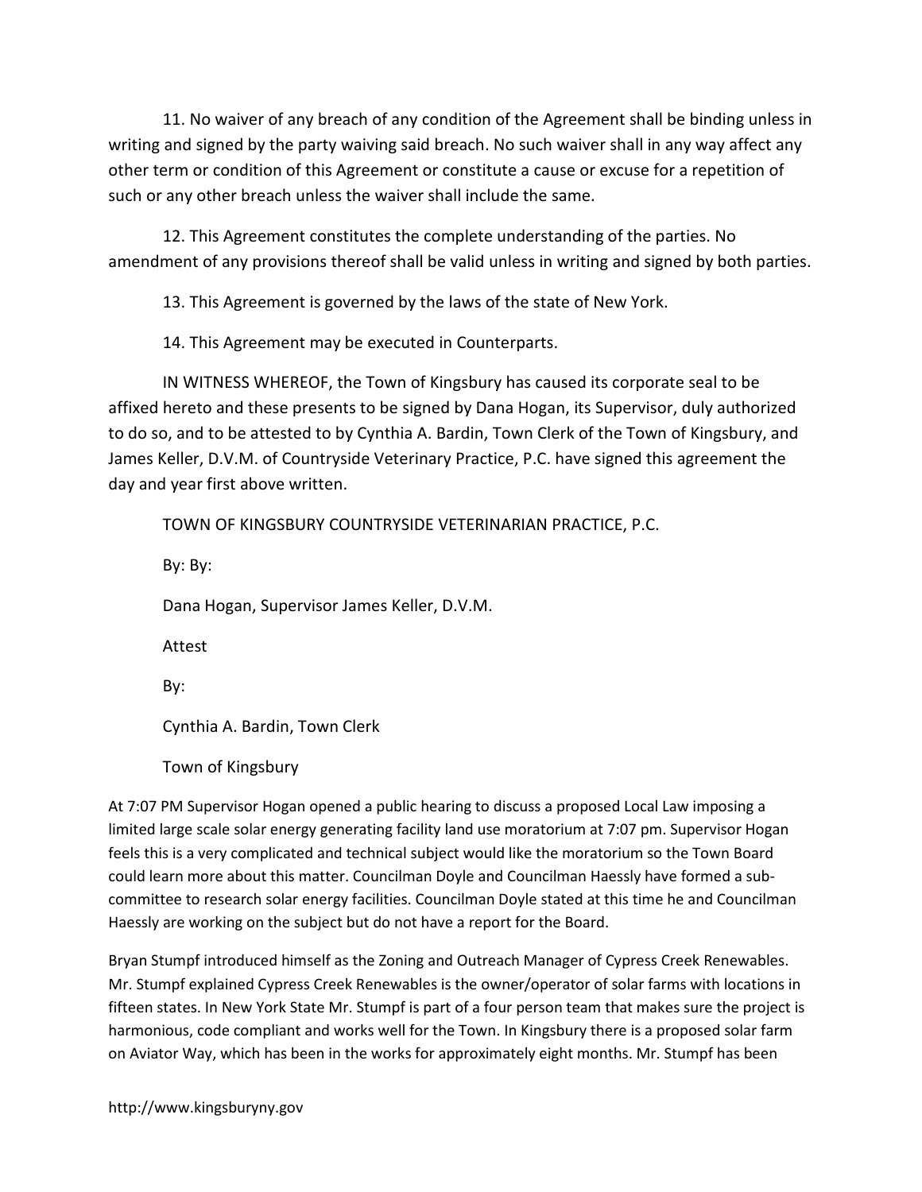11. No waiver of any breach of any condition of the Agreement shall be binding unless in writing and signed by the party waiving said breach. No such waiver shall in any way affect any other term or condition of this Agreement or constitute a cause or excuse for a repetition of such or any other breach unless the waiver shall include the same.

12. This Agreement constitutes the complete understanding of the parties. No amendment of any provisions thereof shall be valid unless in writing and signed by both parties.

13. This Agreement is governed by the laws of the state of New York.

14. This Agreement may be executed in Counterparts.

IN WITNESS WHEREOF, the Town of Kingsbury has caused its corporate seal to be affixed hereto and these presents to be signed by Dana Hogan, its Supervisor, duly authorized to do so, and to be attested to by Cynthia A. Bardin, Town Clerk of the Town of Kingsbury, and James Keller, D.V.M. of Countryside Veterinary Practice, P.C. have signed this agreement the day and year first above written.

TOWN OF KINGSBURY COUNTRYSIDE VETERINARIAN PRACTICE, P.C.

By: By:

Dana Hogan, Supervisor James Keller, D.V.M.

Attest

By:

Cynthia A. Bardin, Town Clerk

Town of Kingsbury

At 7:07 PM Supervisor Hogan opened a public hearing to discuss a proposed Local Law imposing a limited large scale solar energy generating facility land use moratorium at 7:07 pm. Supervisor Hogan feels this is a very complicated and technical subject would like the moratorium so the Town Board could learn more about this matter. Councilman Doyle and Councilman Haessly have formed a sub-committee to research solar energy facilities. Councilman Doyle stated at this time he and Councilman Haessly are working on the subject but do not have a report for the Board.

Bryan Stumpf introduced himself as the Zoning and Outreach Manager of Cypress Creek Renewables. Mr. Stumpf explained Cypress Creek Renewables is the owner/operator of solar farms with locations in fifteen states. In New York State Mr. Stumpf is part of a four person team that makes sure the project is harmonious, code compliant and works well for the Town. In Kingsbury there is a proposed solar farm on Aviator Way, which has been in the works for approximately eight months. Mr. Stumpf has been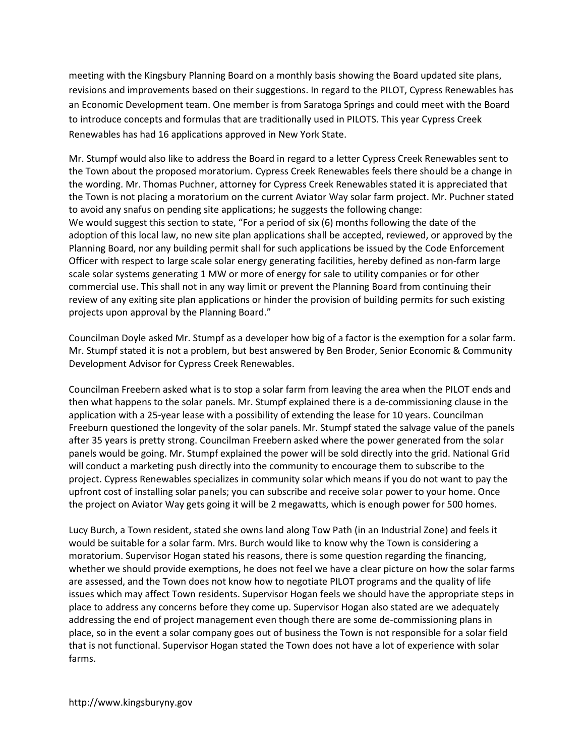meeting with the Kingsbury Planning Board on a monthly basis showing the Board updated site plans, revisions and improvements based on their suggestions. In regard to the PILOT, Cypress Renewables has an Economic Development team. One member is from Saratoga Springs and could meet with the Board to introduce concepts and formulas that are traditionally used in PILOTS. This year Cypress Creek Renewables has had 16 applications approved in New York State.

Mr. Stumpf would also like to address the Board in regard to a letter Cypress Creek Renewables sent to the Town about the proposed moratorium. Cypress Creek Renewables feels there should be a change in the wording. Mr. Thomas Puchner, attorney for Cypress Creek Renewables stated it is appreciated that the Town is not placing a moratorium on the current Aviator Way solar farm project. Mr. Puchner stated to avoid any snafus on pending site applications; he suggests the following change:
We would suggest this section to state, "For a period of six (6) months following the date of the adoption of this local law, no new site plan applications shall be accepted, reviewed, or approved by the Planning Board, nor any building permit shall for such applications be issued by the Code Enforcement Officer with respect to large scale solar energy generating facilities, hereby defined as non-farm large scale solar systems generating 1 MW or more of energy for sale to utility companies or for other commercial use. This shall not in any way limit or prevent the Planning Board from continuing their review of any exiting site plan applications or hinder the provision of building permits for such existing projects upon approval by the Planning Board."

Councilman Doyle asked Mr. Stumpf as a developer how big of a factor is the exemption for a solar farm. Mr. Stumpf stated it is not a problem, but best answered by Ben Broder, Senior Economic & Community Development Advisor for Cypress Creek Renewables.

Councilman Freebern asked what is to stop a solar farm from leaving the area when the PILOT ends and then what happens to the solar panels. Mr. Stumpf explained there is a de-commissioning clause in the application with a 25-year lease with a possibility of extending the lease for 10 years. Councilman Freeburn questioned the longevity of the solar panels. Mr. Stumpf stated the salvage value of the panels after 35 years is pretty strong. Councilman Freebern asked where the power generated from the solar panels would be going. Mr. Stumpf explained the power will be sold directly into the grid. National Grid will conduct a marketing push directly into the community to encourage them to subscribe to the project. Cypress Renewables specializes in community solar which means if you do not want to pay the upfront cost of installing solar panels; you can subscribe and receive solar power to your home. Once the project on Aviator Way gets going it will be 2 megawatts, which is enough power for 500 homes.

Lucy Burch, a Town resident, stated she owns land along Tow Path (in an Industrial Zone) and feels it would be suitable for a solar farm. Mrs. Burch would like to know why the Town is considering a moratorium. Supervisor Hogan stated his reasons, there is some question regarding the financing, whether we should provide exemptions, he does not feel we have a clear picture on how the solar farms are assessed, and the Town does not know how to negotiate PILOT programs and the quality of life issues which may affect Town residents. Supervisor Hogan feels we should have the appropriate steps in place to address any concerns before they come up. Supervisor Hogan also stated are we adequately addressing the end of project management even though there are some de-commissioning plans in place, so in the event a solar company goes out of business the Town is not responsible for a solar field that is not functional. Supervisor Hogan stated the Town does not have a lot of experience with solar farms.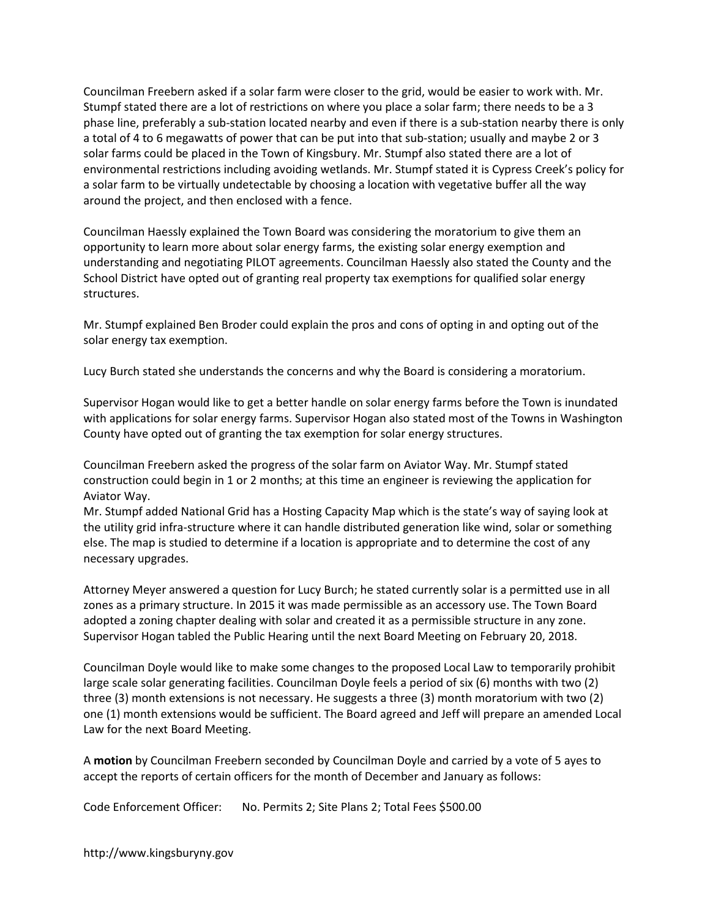Councilman Freebern asked if a solar farm were closer to the grid, would be easier to work with. Mr. Stumpf stated there are a lot of restrictions on where you place a solar farm; there needs to be a 3 phase line, preferably a sub-station located nearby and even if there is a sub-station nearby there is only a total of 4 to 6 megawatts of power that can be put into that sub-station; usually and maybe 2 or 3 solar farms could be placed in the Town of Kingsbury. Mr. Stumpf also stated there are a lot of environmental restrictions including avoiding wetlands. Mr. Stumpf stated it is Cypress Creek's policy for a solar farm to be virtually undetectable by choosing a location with vegetative buffer all the way around the project, and then enclosed with a fence.

Councilman Haessly explained the Town Board was considering the moratorium to give them an opportunity to learn more about solar energy farms, the existing solar energy exemption and understanding and negotiating PILOT agreements. Councilman Haessly also stated the County and the School District have opted out of granting real property tax exemptions for qualified solar energy structures.

Mr. Stumpf explained Ben Broder could explain the pros and cons of opting in and opting out of the solar energy tax exemption.

Lucy Burch stated she understands the concerns and why the Board is considering a moratorium.

Supervisor Hogan would like to get a better handle on solar energy farms before the Town is inundated with applications for solar energy farms. Supervisor Hogan also stated most of the Towns in Washington County have opted out of granting the tax exemption for solar energy structures.

Councilman Freebern asked the progress of the solar farm on Aviator Way. Mr. Stumpf stated construction could begin in 1 or 2 months; at this time an engineer is reviewing the application for Aviator Way.
Mr. Stumpf added National Grid has a Hosting Capacity Map which is the state's way of saying look at the utility grid infra-structure where it can handle distributed generation like wind, solar or something else. The map is studied to determine if a location is appropriate and to determine the cost of any necessary upgrades.

Attorney Meyer answered a question for Lucy Burch; he stated currently solar is a permitted use in all zones as a primary structure. In 2015 it was made permissible as an accessory use. The Town Board adopted a zoning chapter dealing with solar and created it as a permissible structure in any zone. Supervisor Hogan tabled the Public Hearing until the next Board Meeting on February 20, 2018.

Councilman Doyle would like to make some changes to the proposed Local Law to temporarily prohibit large scale solar generating facilities. Councilman Doyle feels a period of six (6) months with two (2) three (3) month extensions is not necessary. He suggests a three (3) month moratorium with two (2) one (1) month extensions would be sufficient. The Board agreed and Jeff will prepare an amended Local Law for the next Board Meeting.

A **motion** by Councilman Freebern seconded by Councilman Doyle and carried by a vote of 5 ayes to accept the reports of certain officers for the month of December and January as follows:

Code Enforcement Officer: No. Permits 2; Site Plans 2; Total Fees $500.00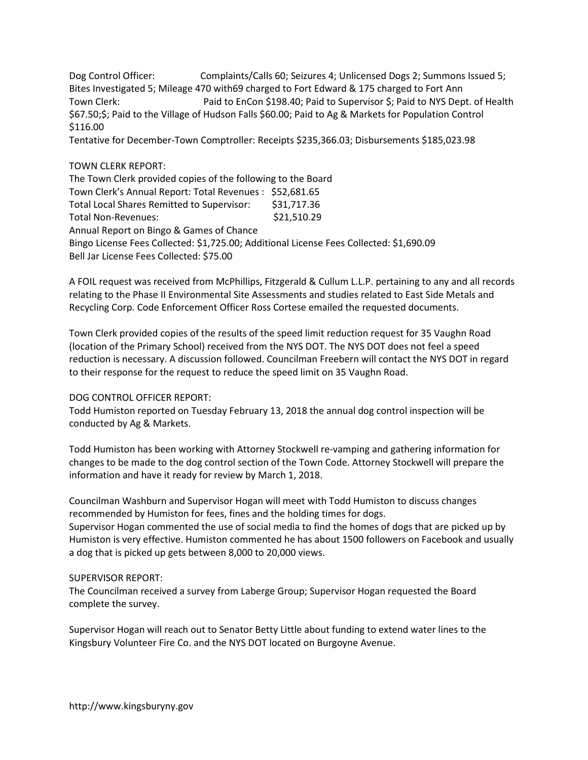Dog Control Officer: Complaints/Calls 60; Seizures 4; Unlicensed Dogs 2; Summons Issued 5; Bites Investigated 5; Mileage 470 with69 charged to Fort Edward & 175 charged to Fort Ann
Town Clerk: Paid to EnCon $198.40; Paid to Supervisor $; Paid to NYS Dept. of Health $67.50;$; Paid to the Village of Hudson Falls $60.00; Paid to Ag & Markets for Population Control $116.00
Tentative for December-Town Comptroller: Receipts $235,366.03; Disbursements $185,023.98

TOWN CLERK REPORT:
The Town Clerk provided copies of the following to the Board
Town Clerk's Annual Report: Total Revenues : $52,681.65
Total Local Shares Remitted to Supervisor: $31,717.36
Total Non-Revenues: $21,510.29
Annual Report on Bingo & Games of Chance
Bingo License Fees Collected: $1,725.00; Additional License Fees Collected: $1,690.09
Bell Jar License Fees Collected: $75.00

A FOIL request was received from McPhillips, Fitzgerald & Cullum L.L.P. pertaining to any and all records relating to the Phase II Environmental Site Assessments and studies related to East Side Metals and Recycling Corp. Code Enforcement Officer Ross Cortese emailed the requested documents.

Town Clerk provided copies of the results of the speed limit reduction request for 35 Vaughn Road (location of the Primary School) received from the NYS DOT. The NYS DOT does not feel a speed reduction is necessary. A discussion followed. Councilman Freebern will contact the NYS DOT in regard to their response for the request to reduce the speed limit on 35 Vaughn Road.

DOG CONTROL OFFICER REPORT:
Todd Humiston reported on Tuesday February 13, 2018 the annual dog control inspection will be conducted by Ag & Markets.

Todd Humiston has been working with Attorney Stockwell re-vamping and gathering information for changes to be made to the dog control section of the Town Code. Attorney Stockwell will prepare the information and have it ready for review by March 1, 2018.

Councilman Washburn and Supervisor Hogan will meet with Todd Humiston to discuss changes recommended by Humiston for fees, fines and the holding times for dogs.
Supervisor Hogan commented the use of social media to find the homes of dogs that are picked up by Humiston is very effective. Humiston commented he has about 1500 followers on Facebook and usually a dog that is picked up gets between 8,000 to 20,000 views.

SUPERVISOR REPORT:
The Councilman received a survey from Laberge Group; Supervisor Hogan requested the Board complete the survey.

Supervisor Hogan will reach out to Senator Betty Little about funding to extend water lines to the Kingsbury Volunteer Fire Co. and the NYS DOT located on Burgoyne Avenue.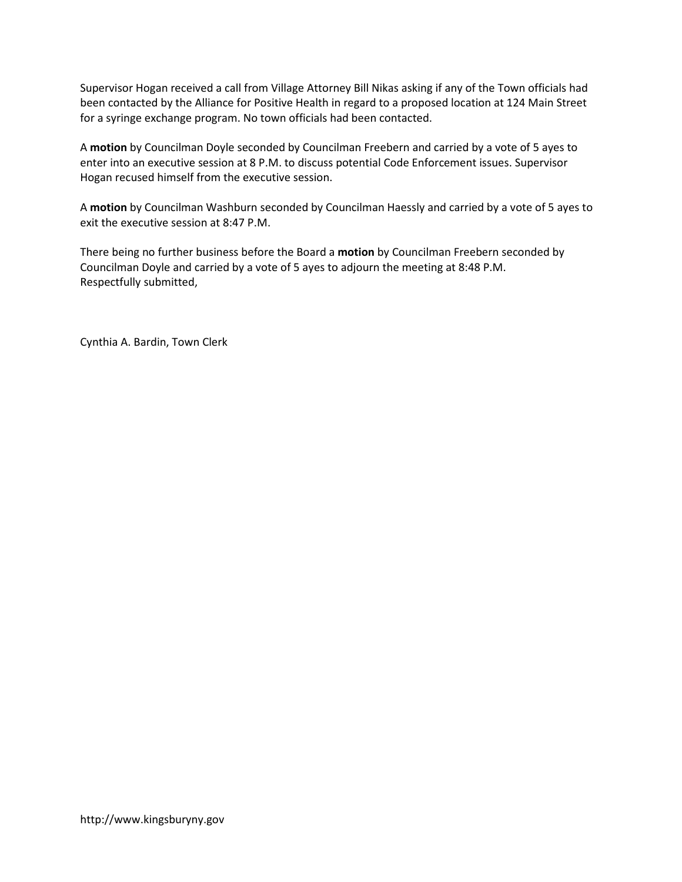Supervisor Hogan received a call from Village Attorney Bill Nikas asking if any of the Town officials had been contacted by the Alliance for Positive Health in regard to a proposed location at 124 Main Street for a syringe exchange program. No town officials had been contacted.

A **motion** by Councilman Doyle seconded by Councilman Freebern and carried by a vote of 5 ayes to enter into an executive session at 8 P.M. to discuss potential Code Enforcement issues. Supervisor Hogan recused himself from the executive session.

A **motion** by Councilman Washburn seconded by Councilman Haessly and carried by a vote of 5 ayes to exit the executive session at 8:47 P.M.

There being no further business before the Board a **motion** by Councilman Freebern seconded by Councilman Doyle and carried by a vote of 5 ayes to adjourn the meeting at 8:48 P.M.
Respectfully submitted,

Cynthia A. Bardin, Town Clerk